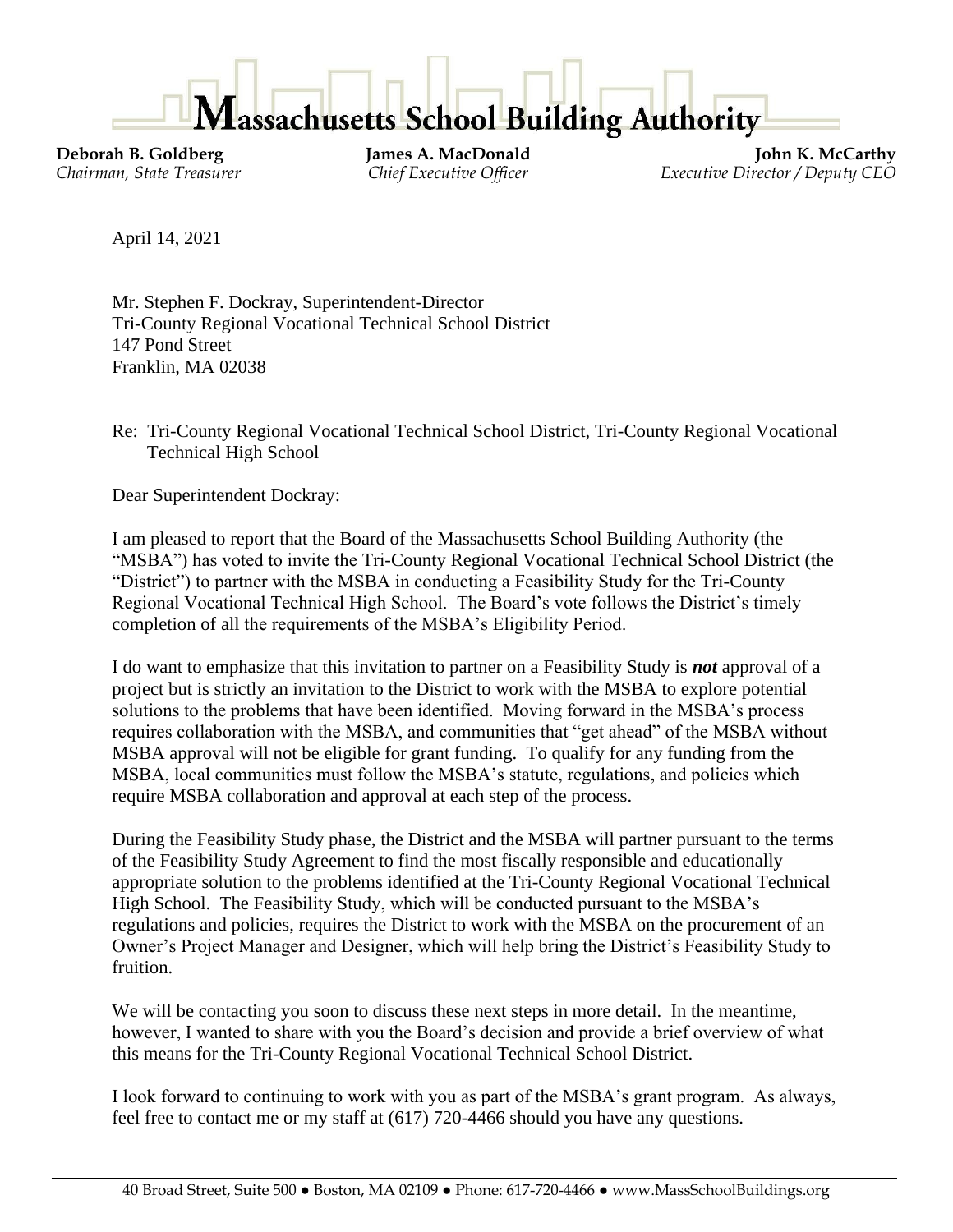# Massachusetts School Building Authority

**Deborah B. Goldberg**
*Chairman, State Treasurer*

**James A. MacDonald**
*Chief Executive Officer*

**John K. McCarthy**
*Executive Director / Deputy CEO*

April 14, 2021

Mr. Stephen F. Dockray, Superintendent-Director
Tri-County Regional Vocational Technical School District
147 Pond Street
Franklin, MA 02038

Re: Tri-County Regional Vocational Technical School District, Tri-County Regional Vocational Technical High School

Dear Superintendent Dockray:

I am pleased to report that the Board of the Massachusetts School Building Authority (the "MSBA") has voted to invite the Tri-County Regional Vocational Technical School District (the "District") to partner with the MSBA in conducting a Feasibility Study for the Tri-County Regional Vocational Technical High School. The Board's vote follows the District's timely completion of all the requirements of the MSBA's Eligibility Period.

I do want to emphasize that this invitation to partner on a Feasibility Study is ***not*** approval of a project but is strictly an invitation to the District to work with the MSBA to explore potential solutions to the problems that have been identified. Moving forward in the MSBA's process requires collaboration with the MSBA, and communities that "get ahead" of the MSBA without MSBA approval will not be eligible for grant funding. To qualify for any funding from the MSBA, local communities must follow the MSBA's statute, regulations, and policies which require MSBA collaboration and approval at each step of the process.

During the Feasibility Study phase, the District and the MSBA will partner pursuant to the terms of the Feasibility Study Agreement to find the most fiscally responsible and educationally appropriate solution to the problems identified at the Tri-County Regional Vocational Technical High School. The Feasibility Study, which will be conducted pursuant to the MSBA's regulations and policies, requires the District to work with the MSBA on the procurement of an Owner's Project Manager and Designer, which will help bring the District's Feasibility Study to fruition.

We will be contacting you soon to discuss these next steps in more detail. In the meantime, however, I wanted to share with you the Board's decision and provide a brief overview of what this means for the Tri-County Regional Vocational Technical School District.

I look forward to continuing to work with you as part of the MSBA's grant program. As always, feel free to contact me or my staff at (617) 720-4466 should you have any questions.

40 Broad Street, Suite 500 ● Boston, MA 02109 ● Phone: 617-720-4466 ● www.MassSchoolBuildings.org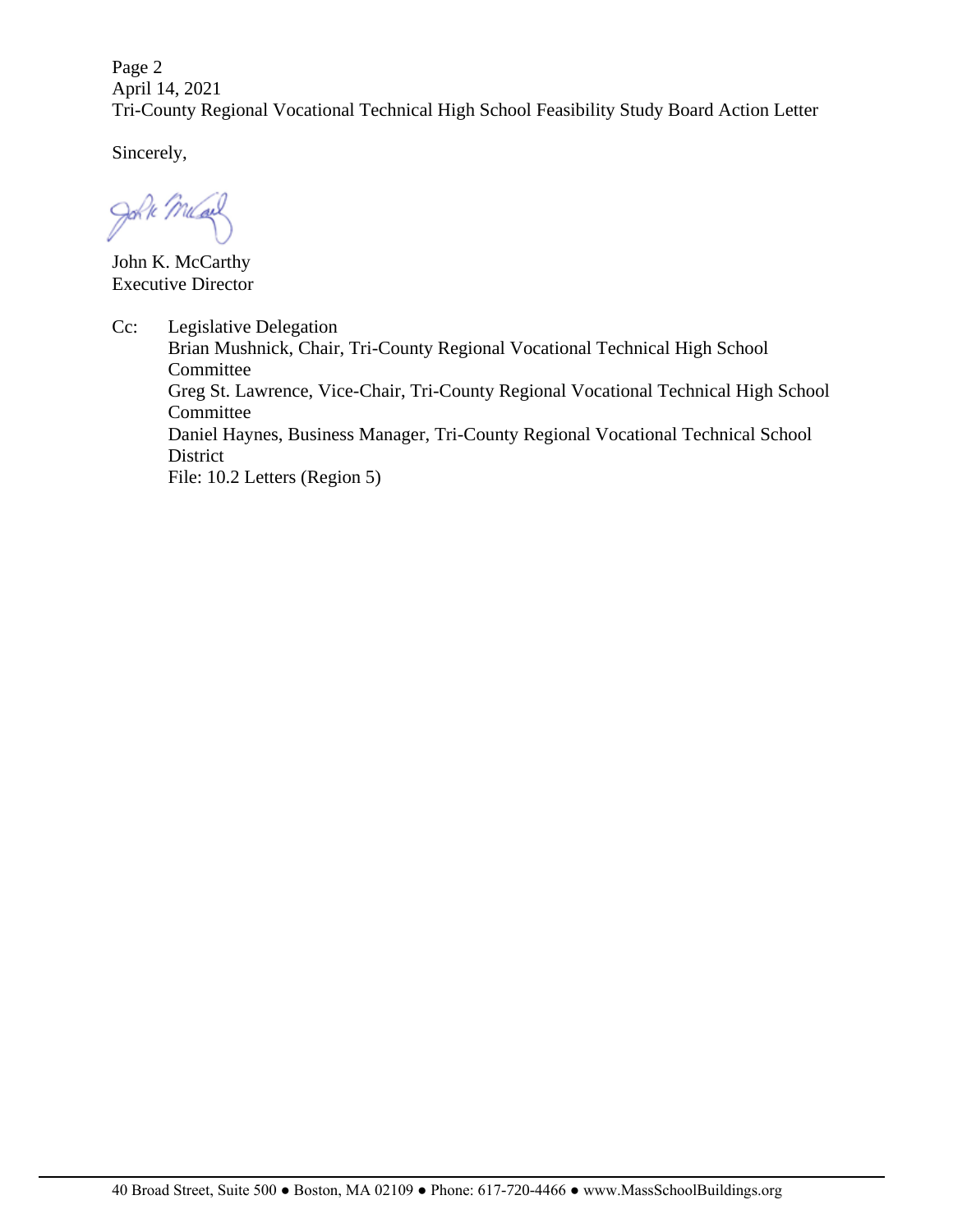Sincerely,

John K. McCarthy
Executive Director

Cc: Legislative Delegation
Brian Mushnick, Chair, Tri-County Regional Vocational Technical High School Committee
Greg St. Lawrence, Vice-Chair, Tri-County Regional Vocational Technical High School Committee
Daniel Haynes, Business Manager, Tri-County Regional Vocational Technical School District
File: 10.2 Letters (Region 5)